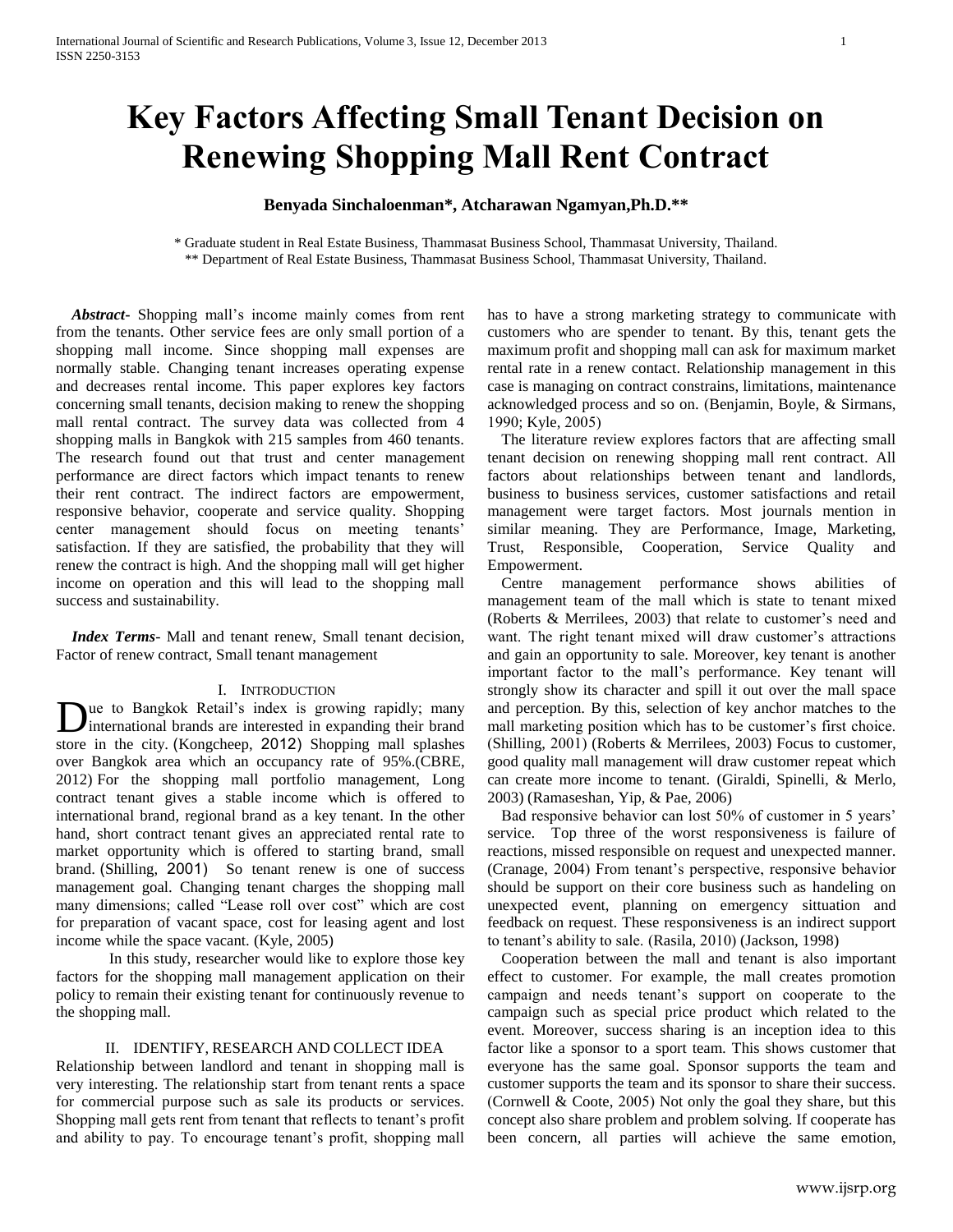# Key Factors Affecting Small Tenant Decision on Renewing Shopping Mall Rent Contract

**Benyada Sinchaloenman*, Atcharawan Ngamyan,Ph.D.****

\* Graduate student in Real Estate Business, Thammasat Business School, Thammasat University, Thailand.
** Department of Real Estate Business, Thammasat Business School, Thammasat University, Thailand.

***Abstract-*** Shopping mall's income mainly comes from rent from the tenants. Other service fees are only small portion of a shopping mall income. Since shopping mall expenses are normally stable. Changing tenant increases operating expense and decreases rental income. This paper explores key factors concerning small tenants, decision making to renew the shopping mall rental contract. The survey data was collected from 4 shopping malls in Bangkok with 215 samples from 460 tenants. The research found out that trust and center management performance are direct factors which impact tenants to renew their rent contract. The indirect factors are empowerment, responsive behavior, cooperate and service quality. Shopping center management should focus on meeting tenants' satisfaction. If they are satisfied, the probability that they will renew the contract is high. And the shopping mall will get higher income on operation and this will lead to the shopping mall success and sustainability.

***Index Terms*-** Mall and tenant renew, Small tenant decision, Factor of renew contract, Small tenant management

## I. Introduction

Due to Bangkok Retail's index is growing rapidly; many international brands are interested in expanding their brand store in the city. (Kongcheep, 2012) Shopping mall splashes over Bangkok area which an occupancy rate of 95%.(CBRE, 2012) For the shopping mall portfolio management, Long contract tenant gives a stable income which is offered to international brand, regional brand as a key tenant. In the other hand, short contract tenant gives an appreciated rental rate to market opportunity which is offered to starting brand, small brand. (Shilling, 2001) So tenant renew is one of success management goal. Changing tenant charges the shopping mall many dimensions; called "Lease roll over cost" which are cost for preparation of vacant space, cost for leasing agent and lost income while the space vacant. (Kyle, 2005)

In this study, researcher would like to explore those key factors for the shopping mall management application on their policy to remain their existing tenant for continuously revenue to the shopping mall.

## II. Identify, Research and Collect Idea

Relationship between landlord and tenant in shopping mall is very interesting. The relationship start from tenant rents a space for commercial purpose such as sale its products or services. Shopping mall gets rent from tenant that reflects to tenant's profit and ability to pay. To encourage tenant's profit, shopping mall has to have a strong marketing strategy to communicate with customers who are spender to tenant. By this, tenant gets the maximum profit and shopping mall can ask for maximum market rental rate in a renew contact. Relationship management in this case is managing on contract constrains, limitations, maintenance acknowledged process and so on. (Benjamin, Boyle, & Sirmans, 1990; Kyle, 2005)

The literature review explores factors that are affecting small tenant decision on renewing shopping mall rent contract. All factors about relationships between tenant and landlords, business to business services, customer satisfactions and retail management were target factors. Most journals mention in similar meaning. They are Performance, Image, Marketing, Trust, Responsible, Cooperation, Service Quality and Empowerment.

Centre management performance shows abilities of management team of the mall which is state to tenant mixed (Roberts & Merrilees, 2003) that relate to customer's need and want. The right tenant mixed will draw customer's attractions and gain an opportunity to sale. Moreover, key tenant is another important factor to the mall's performance. Key tenant will strongly show its character and spill it out over the mall space and perception. By this, selection of key anchor matches to the mall marketing position which has to be customer's first choice. (Shilling, 2001) (Roberts & Merrilees, 2003) Focus to customer, good quality mall management will draw customer repeat which can create more income to tenant. (Giraldi, Spinelli, & Merlo, 2003) (Ramaseshan, Yip, & Pae, 2006)

Bad responsive behavior can lost 50% of customer in 5 years' service. Top three of the worst responsiveness is failure of reactions, missed responsible on request and unexpected manner. (Cranage, 2004) From tenant's perspective, responsive behavior should be support on their core business such as handeling on unexpected event, planning on emergency sittuation and feedback on request. These responsiveness is an indirect support to tenant's ability to sale. (Rasila, 2010) (Jackson, 1998)

Cooperation between the mall and tenant is also important effect to customer. For example, the mall creates promotion campaign and needs tenant's support on cooperate to the campaign such as special price product which related to the event. Moreover, success sharing is an inception idea to this factor like a sponsor to a sport team. This shows customer that everyone has the same goal. Sponsor supports the team and customer supports the team and its sponsor to share their success. (Cornwell & Coote, 2005) Not only the goal they share, but this concept also share problem and problem solving. If cooperate has been concern, all parties will achieve the same emotion,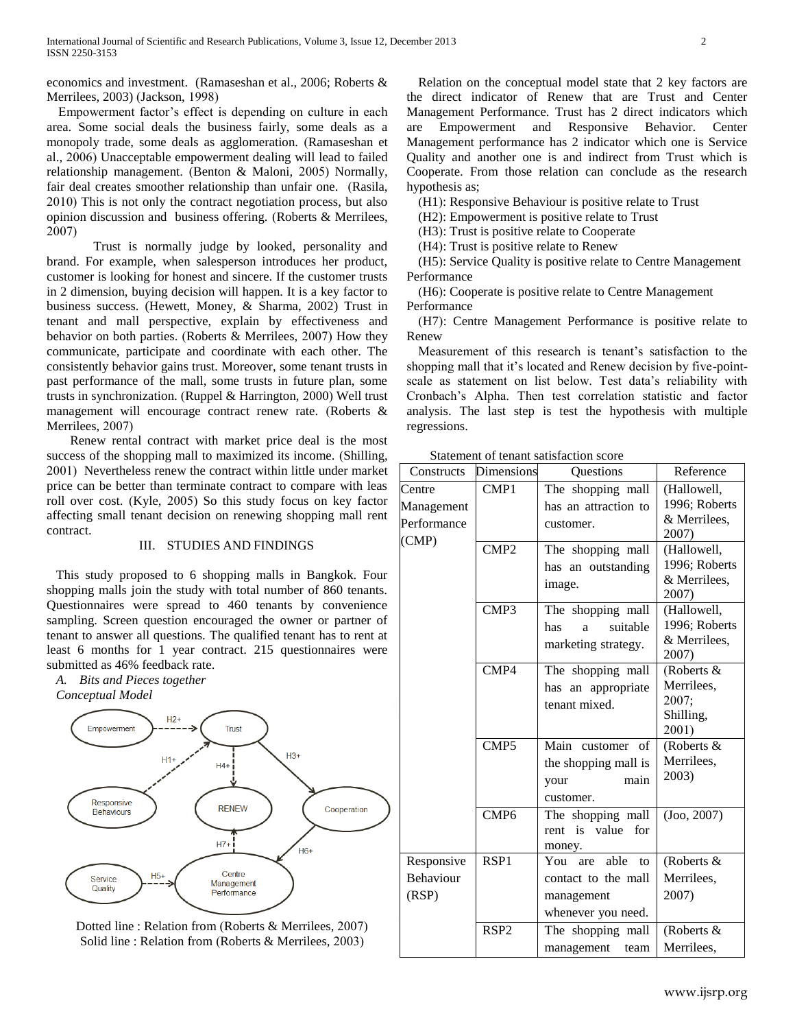economics and investment. (Ramaseshan et al., 2006; Roberts & Merrilees, 2003) (Jackson, 1998)

Empowerment factor's effect is depending on culture in each area. Some social deals the business fairly, some deals as a monopoly trade, some deals as agglomeration. (Ramaseshan et al., 2006) Unacceptable empowerment dealing will lead to failed relationship management. (Benton & Maloni, 2005) Normally, fair deal creates smoother relationship than unfair one. (Rasila, 2010) This is not only the contract negotiation process, but also opinion discussion and business offering. (Roberts & Merrilees, 2007)

Trust is normally judge by looked, personality and brand. For example, when salesperson introduces her product, customer is looking for honest and sincere. If the customer trusts in 2 dimension, buying decision will happen. It is a key factor to business success. (Hewett, Money, & Sharma, 2002) Trust in tenant and mall perspective, explain by effectiveness and behavior on both parties. (Roberts & Merrilees, 2007) How they communicate, participate and coordinate with each other. The consistently behavior gains trust. Moreover, some tenant trusts in past performance of the mall, some trusts in future plan, some trusts in synchronization. (Ruppel & Harrington, 2000) Well trust management will encourage contract renew rate. (Roberts & Merrilees, 2007)

Renew rental contract with market price deal is the most success of the shopping mall to maximized its income. (Shilling, 2001) Nevertheless renew the contract within little under market price can be better than terminate contract to compare with leas roll over cost. (Kyle, 2005) So this study focus on key factor affecting small tenant decision on renewing shopping mall rent contract.

## III. STUDIES AND FINDINGS

This study proposed to 6 shopping malls in Bangkok. Four shopping malls join the study with total number of 860 tenants. Questionnaires were spread to 460 tenants by convenience sampling. Screen question encouraged the owner or partner of tenant to answer all questions. The qualified tenant has to rent at least 6 months for 1 year contract. 215 questionnaires were submitted as 46% feedback rate.

### *A. Bits and Pieces together*

*Conceptual Model*

Empowerment —H2+→ Trust; Responsive Behaviours —H1+→ Trust; Trust —H4+→ RENEW; Trust —H3+→ Cooperation; Cooperation —H6+→ Centre Management Performance; Service Quality —H5+→ Centre Management Performance; Centre Management Performance —H7+→ RENEW

Dotted line : Relation from (Roberts & Merrilees, 2007)
Solid line : Relation from (Roberts & Merrilees, 2003)

Relation on the conceptual model state that 2 key factors are the direct indicator of Renew that are Trust and Center Management Performance. Trust has 2 direct indicators which are Empowerment and Responsive Behavior. Center Management performance has 2 indicator which one is Service Quality and another one is and indirect from Trust which is Cooperate. From those relation can conclude as the research hypothesis as;

(H1): Responsive Behaviour is positive relate to Trust

(H2): Empowerment is positive relate to Trust

(H3): Trust is positive relate to Cooperate

(H4): Trust is positive relate to Renew

(H5): Service Quality is positive relate to Centre Management Performance

(H6): Cooperate is positive relate to Centre Management Performance

(H7): Centre Management Performance is positive relate to Renew

Measurement of this research is tenant's satisfaction to the shopping mall that it's located and Renew decision by five-point-scale as statement on list below. Test data's reliability with Cronbach's Alpha. Then test correlation statistic and factor analysis. The last step is test the hypothesis with multiple regressions.

Statement of tenant satisfaction score

| Constructs | Dimensions | Questions | Reference |
|---|---|---|---|
| Centre Management Performance (CMP) | CMP1 | The shopping mall has an attraction to customer. | (Hallowell, 1996; Roberts & Merrilees, 2007) |
| | CMP2 | The shopping mall has an outstanding image. | (Hallowell, 1996; Roberts & Merrilees, 2007) |
| | CMP3 | The shopping mall has a suitable marketing strategy. | (Hallowell, 1996; Roberts & Merrilees, 2007) |
| | CMP4 | The shopping mall has an appropriate tenant mixed. | (Roberts & Merrilees, 2007; Shilling, 2001) |
| | CMP5 | Main customer of the shopping mall is your main customer. | (Roberts & Merrilees, 2003) |
| | CMP6 | The shopping mall rent is value for money. | (Joo, 2007) |
| Responsive Behaviour (RSP) | RSP1 | You are able to contact to the mall management whenever you need. | (Roberts & Merrilees, 2007) |
| | RSP2 | The shopping mall management team | (Roberts & Merrilees, |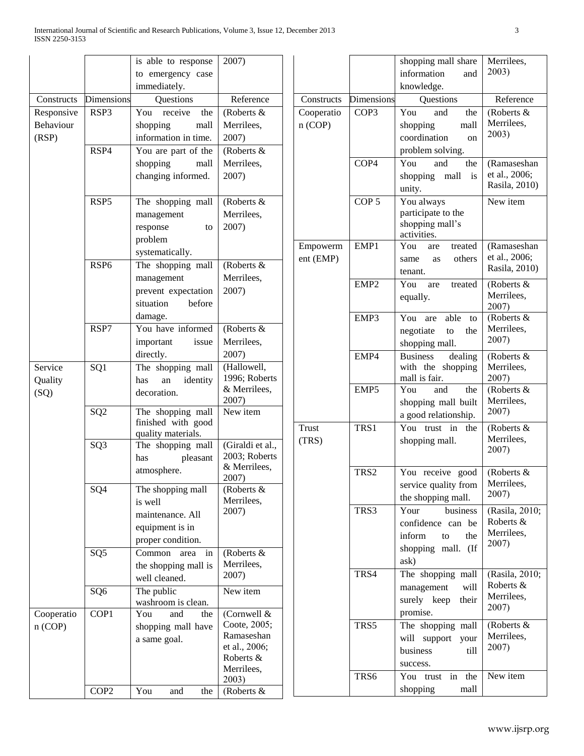| Constructs | Dimensions | Questions | Reference |
|---|---|---|---|
| | | is able to response to emergency case immediately. | 2007) |
| Responsive Behaviour (RSP) | RSP3 | You receive the shopping mall information in time. | (Roberts & Merrilees, 2007) |
| | RSP4 | You are part of the shopping mall changing informed. | (Roberts & Merrilees, 2007) |
| | RSP5 | The shopping mall management response to problem systematically. | (Roberts & Merrilees, 2007) |
| | RSP6 | The shopping mall management prevent expectation situation before damage. | (Roberts & Merrilees, 2007) |
| | RSP7 | You have informed important issue directly. | (Roberts & Merrilees, 2007) |
| Service Quality (SQ) | SQ1 | The shopping mall has an identity decoration. | (Hallowell, 1996; Roberts & Merrilees, 2007) |
| | SQ2 | The shopping mall finished with good quality materials. | New item |
| | SQ3 | The shopping mall has pleasant atmosphere. | (Giraldi et al., 2003; Roberts & Merrilees, 2007) |
| | SQ4 | The shopping mall is well maintenance. All equipment is in proper condition. | (Roberts & Merrilees, 2007) |
| | SQ5 | Common area in the shopping mall is well cleaned. | (Roberts & Merrilees, 2007) |
| | SQ6 | The public washroom is clean. | New item |
| Cooperation (COP) | COP1 | You and the shopping mall have a same goal. | (Cornwell & Coote, 2005; Ramaseshan et al., 2006; Roberts & Merrilees, 2003) |
| | COP2 | You and the shopping mall share information and knowledge. | (Roberts & Merrilees, 2003) |

| Constructs | Dimensions | Questions | Reference |
|---|---|---|---|
| Cooperation (COP) | COP3 | You and the shopping mall coordination on problem solving. | (Roberts & Merrilees, 2003) |
| | COP4 | You and the shopping mall is unity. | (Ramaseshan et al., 2006; Rasila, 2010) |
| | COP 5 | You always participate to the shopping mall's activities. | New item |
| Empowerment (EMP) | EMP1 | You are treated same as others tenant. | (Ramaseshan et al., 2006; Rasila, 2010) |
| | EMP2 | You are treated equally. | (Roberts & Merrilees, 2007) |
| | EMP3 | You are able to negotiate to the shopping mall. | (Roberts & Merrilees, 2007) |
| | EMP4 | Business dealing with the shopping mall is fair. | (Roberts & Merrilees, 2007) |
| | EMP5 | You and the shopping mall built a good relationship. | (Roberts & Merrilees, 2007) |
| Trust (TRS) | TRS1 | You trust in the shopping mall. | (Roberts & Merrilees, 2007) |
| | TRS2 | You receive good service quality from the shopping mall. | (Roberts & Merrilees, 2007) |
| | TRS3 | Your business confidence can be inform to the shopping mall. (If ask) | (Rasila, 2010; Roberts & Merrilees, 2007) |
| | TRS4 | The shopping mall management will surely keep their promise. | (Rasila, 2010; Roberts & Merrilees, 2007) |
| | TRS5 | The shopping mall will support your business till success. | (Roberts & Merrilees, 2007) |
| | TRS6 | You trust in the shopping mall | New item |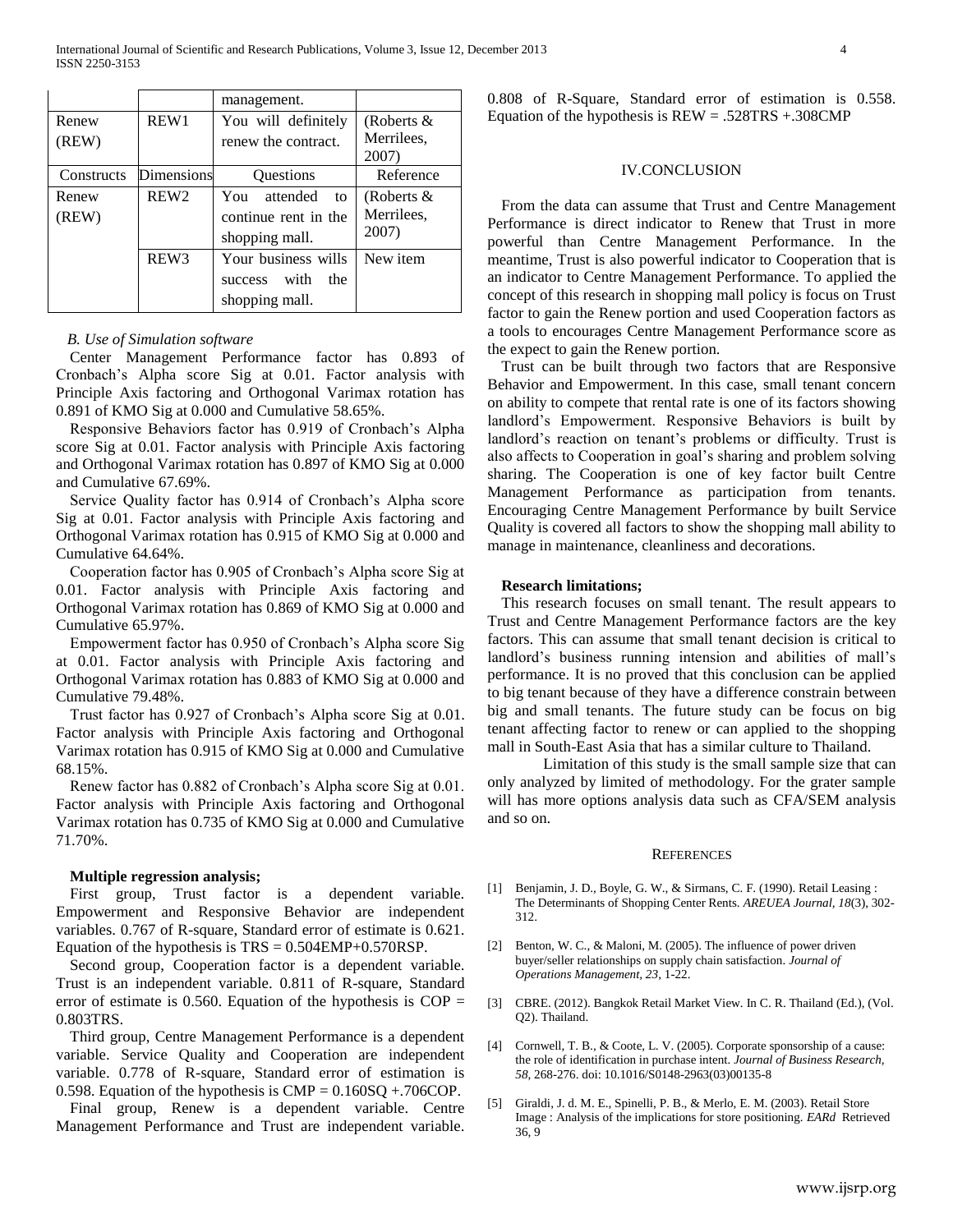|  |  | management. |  |
| --- | --- | --- | --- |
| Renew (REW) | REW1 | You will definitely renew the contract. | (Roberts & Merrilees, 2007) |
| Constructs | Dimensions | Questions | Reference |
| Renew (REW) | REW2 | You attended to continue rent in the shopping mall. | (Roberts & Merrilees, 2007) |
|  | REW3 | Your business wills success with the shopping mall. | New item |

*B. Use of Simulation software*

Center Management Performance factor has 0.893 of Cronbach's Alpha score Sig at 0.01. Factor analysis with Principle Axis factoring and Orthogonal Varimax rotation has 0.891 of KMO Sig at 0.000 and Cumulative 58.65%.

Responsive Behaviors factor has 0.919 of Cronbach's Alpha score Sig at 0.01. Factor analysis with Principle Axis factoring and Orthogonal Varimax rotation has 0.897 of KMO Sig at 0.000 and Cumulative 67.69%.

Service Quality factor has 0.914 of Cronbach's Alpha score Sig at 0.01. Factor analysis with Principle Axis factoring and Orthogonal Varimax rotation has 0.915 of KMO Sig at 0.000 and Cumulative 64.64%.

Cooperation factor has 0.905 of Cronbach's Alpha score Sig at 0.01. Factor analysis with Principle Axis factoring and Orthogonal Varimax rotation has 0.869 of KMO Sig at 0.000 and Cumulative 65.97%.

Empowerment factor has 0.950 of Cronbach's Alpha score Sig at 0.01. Factor analysis with Principle Axis factoring and Orthogonal Varimax rotation has 0.883 of KMO Sig at 0.000 and Cumulative 79.48%.

Trust factor has 0.927 of Cronbach's Alpha score Sig at 0.01. Factor analysis with Principle Axis factoring and Orthogonal Varimax rotation has 0.915 of KMO Sig at 0.000 and Cumulative 68.15%.

Renew factor has 0.882 of Cronbach's Alpha score Sig at 0.01. Factor analysis with Principle Axis factoring and Orthogonal Varimax rotation has 0.735 of KMO Sig at 0.000 and Cumulative 71.70%.

**Multiple regression analysis;**

First group, Trust factor is a dependent variable. Empowerment and Responsive Behavior are independent variables. 0.767 of R-square, Standard error of estimate is 0.621. Equation of the hypothesis is $TRS = 0.504EMP + 0.570RSP$.

Second group, Cooperation factor is a dependent variable. Trust is an independent variable. 0.811 of R-square, Standard error of estimate is 0.560. Equation of the hypothesis is $COP = 0.803TRS$.

Third group, Centre Management Performance is a dependent variable. Service Quality and Cooperation are independent variable. 0.778 of R-square, Standard error of estimation is 0.598. Equation of the hypothesis is $CMP = 0.160SQ + .706COP$.

Final group, Renew is a dependent variable. Centre Management Performance and Trust are independent variable. 0.808 of R-Square, Standard error of estimation is 0.558. Equation of the hypothesis is $REW = .528TRS + .308CMP$

## IV. CONCLUSION

From the data can assume that Trust and Centre Management Performance is direct indicator to Renew that Trust in more powerful than Centre Management Performance. In the meantime, Trust is also powerful indicator to Cooperation that is an indicator to Centre Management Performance. To applied the concept of this research in shopping mall policy is focus on Trust factor to gain the Renew portion and used Cooperation factors as a tools to encourages Centre Management Performance score as the expect to gain the Renew portion.

Trust can be built through two factors that are Responsive Behavior and Empowerment. In this case, small tenant concern on ability to compete that rental rate is one of its factors showing landlord's Empowerment. Responsive Behaviors is built by landlord's reaction on tenant's problems or difficulty. Trust is also affects to Cooperation in goal's sharing and problem solving sharing. The Cooperation is one of key factor built Centre Management Performance as participation from tenants. Encouraging Centre Management Performance by built Service Quality is covered all factors to show the shopping mall ability to manage in maintenance, cleanliness and decorations.

**Research limitations;**

This research focuses on small tenant. The result appears to Trust and Centre Management Performance factors are the key factors. This can assume that small tenant decision is critical to landlord's business running intension and abilities of mall's performance. It is no proved that this conclusion can be applied to big tenant because of they have a difference constrain between big and small tenants. The future study can be focus on big tenant affecting factor to renew or can applied to the shopping mall in South-East Asia that has a similar culture to Thailand.

Limitation of this study is the small sample size that can only analyzed by limited of methodology. For the grater sample will has more options analysis data such as CFA/SEM analysis and so on.

## REFERENCES

[1] Benjamin, J. D., Boyle, G. W., & Sirmans, C. F. (1990). Retail Leasing : The Determinants of Shopping Center Rents. *AREUEA Journal, 18*(3), 302-312.

[2] Benton, W. C., & Maloni, M. (2005). The influence of power driven buyer/seller relationships on supply chain satisfaction. *Journal of Operations Management, 23*, 1-22.

[3] CBRE. (2012). Bangkok Retail Market View. In C. R. Thailand (Ed.), (Vol. Q2). Thailand.

[4] Cornwell, T. B., & Coote, L. V. (2005). Corporate sponsorship of a cause: the role of identification in purchase intent. *Journal of Business Research, 58*, 268-276. doi: 10.1016/S0148-2963(03)00135-8

[5] Giraldi, J. d. M. E., Spinelli, P. B., & Merlo, E. M. (2003). Retail Store Image : Analysis of the implications for store positioning. *EARd* Retrieved 36, 9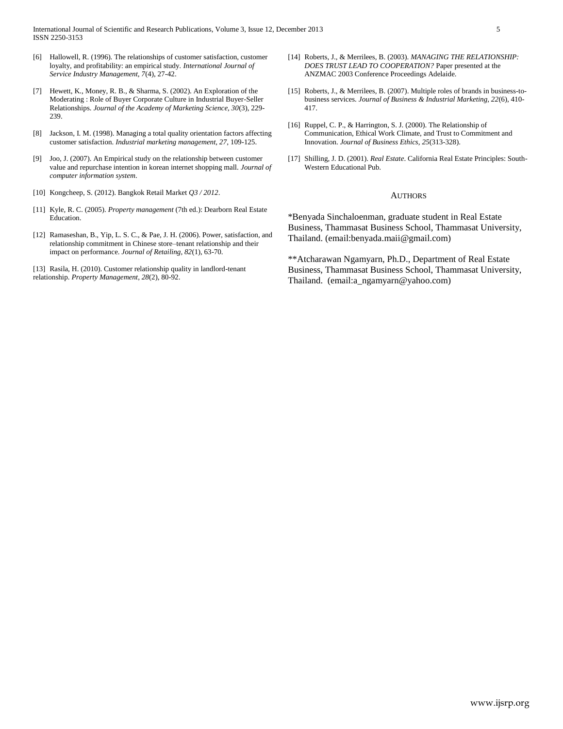[6] Hallowell, R. (1996). The relationships of customer satisfaction, customer loyalty, and profitability: an empirical study. *International Journal of Service Industry Management, 7*(4), 27-42.

[7] Hewett, K., Money, R. B., & Sharma, S. (2002). An Exploration of the Moderating : Role of Buyer Corporate Culture in Industrial Buyer-Seller Relationships. *Journal of the Academy of Marketing Science, 30*(3), 229-239.

[8] Jackson, I. M. (1998). Managing a total quality orientation factors affecting customer satisfaction. *Industrial marketing management, 27*, 109-125.

[9] Joo, J. (2007). An Empirical study on the relationship between customer value and repurchase intention in korean internet shopping mall. *Journal of computer information system*.

[10] Kongcheep, S. (2012). Bangkok Retail Market *Q3 / 2012*.

[11] Kyle, R. C. (2005). *Property management* (7th ed.): Dearborn Real Estate Education.

[12] Ramaseshan, B., Yip, L. S. C., & Pae, J. H. (2006). Power, satisfaction, and relationship commitment in Chinese store–tenant relationship and their impact on performance. *Journal of Retailing, 82*(1), 63-70.

[13] Rasila, H. (2010). Customer relationship quality in landlord-tenant relationship. *Property Management, 28*(2), 80-92.

[14] Roberts, J., & Merrilees, B. (2003). *MANAGING THE RELATIONSHIP: DOES TRUST LEAD TO COOPERATION?* Paper presented at the ANZMAC 2003 Conference Proceedings Adelaide.

[15] Roberts, J., & Merrilees, B. (2007). Multiple roles of brands in business-to-business services. *Journal of Business & Industrial Marketing, 22*(6), 410-417.

[16] Ruppel, C. P., & Harrington, S. J. (2000). The Relationship of Communication, Ethical Work Climate, and Trust to Commitment and Innovation. *Journal of Business Ethics, 25*(313-328).

[17] Shilling, J. D. (2001). *Real Estate*. California Real Estate Principles: South-Western Educational Pub.

## AUTHORS

*Benyada Sinchaloenman, graduate student in Real Estate Business, Thammasat Business School, Thammasat University, Thailand. (email:benyada.maii@gmail.com)

**Atcharawan Ngamyarn, Ph.D., Department of Real Estate Business, Thammasat Business School, Thammasat University, Thailand. (email:a_ngamyarn@yahoo.com)